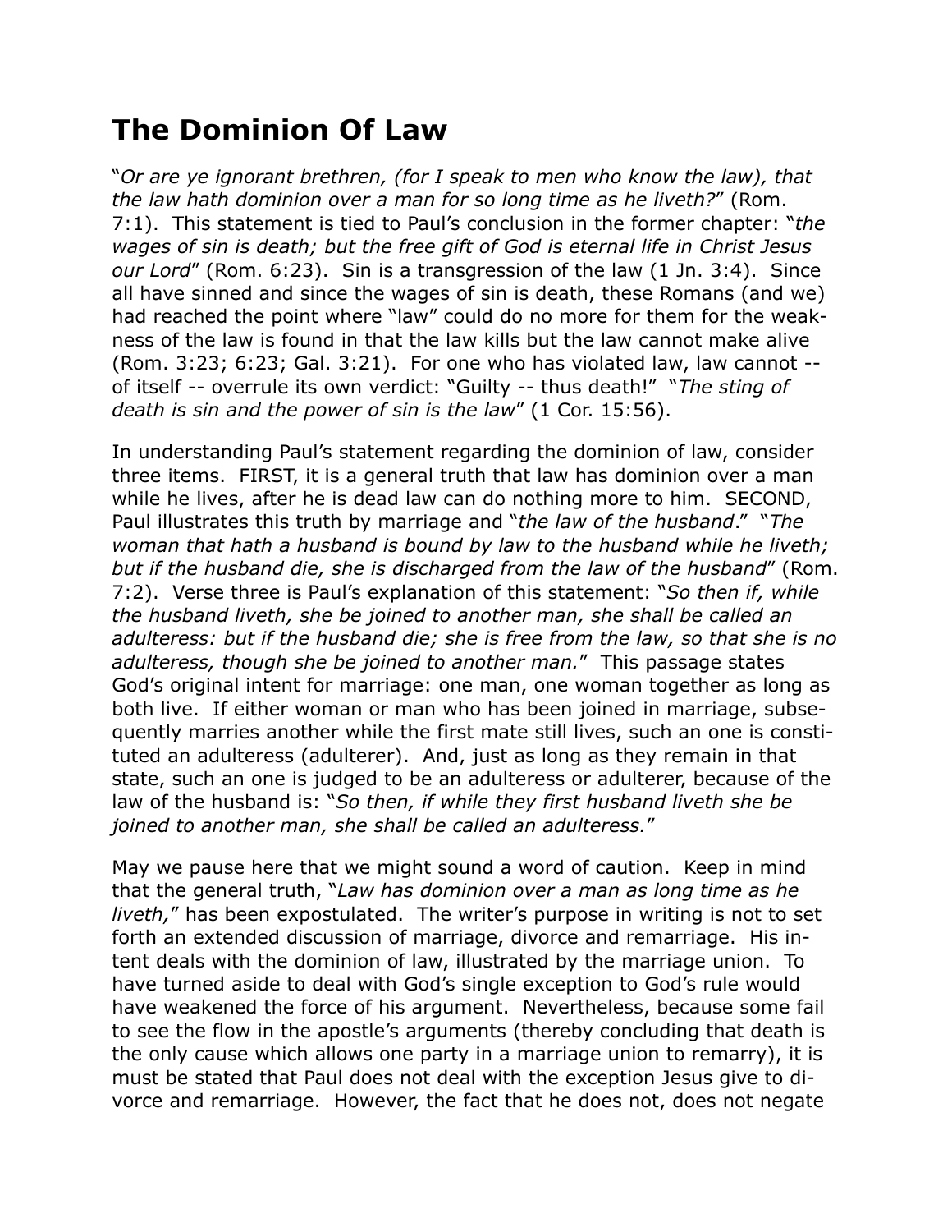# The Dominion Of Law

"*Or are ye ignorant brethren, (for I speak to men who know the law), that the law hath dominion over a man for so long time as he liveth?*" (Rom. 7:1). This statement is tied to Paul's conclusion in the former chapter: "*the wages of sin is death; but the free gift of God is eternal life in Christ Jesus our Lord*" (Rom. 6:23). Sin is a transgression of the law (1 Jn. 3:4). Since all have sinned and since the wages of sin is death, these Romans (and we) had reached the point where "law" could do no more for them for the weakness of the law is found in that the law kills but the law cannot make alive (Rom. 3:23; 6:23; Gal. 3:21). For one who has violated law, law cannot -- of itself -- overrule its own verdict: "Guilty -- thus death!" "*The sting of death is sin and the power of sin is the law*" (1 Cor. 15:56).

In understanding Paul's statement regarding the dominion of law, consider three items. FIRST, it is a general truth that law has dominion over a man while he lives, after he is dead law can do nothing more to him. SECOND, Paul illustrates this truth by marriage and "*the law of the husband*." "*The woman that hath a husband is bound by law to the husband while he liveth; but if the husband die, she is discharged from the law of the husband*" (Rom. 7:2). Verse three is Paul's explanation of this statement: "*So then if, while the husband liveth, she be joined to another man, she shall be called an adulteress: but if the husband die; she is free from the law, so that she is no adulteress, though she be joined to another man.*" This passage states God's original intent for marriage: one man, one woman together as long as both live. If either woman or man who has been joined in marriage, subsequently marries another while the first mate still lives, such an one is constituted an adulteress (adulterer). And, just as long as they remain in that state, such an one is judged to be an adulteress or adulterer, because of the law of the husband is: "*So then, if while they first husband liveth she be joined to another man, she shall be called an adulteress.*"

May we pause here that we might sound a word of caution. Keep in mind that the general truth, "*Law has dominion over a man as long time as he liveth,*" has been expostulated. The writer's purpose in writing is not to set forth an extended discussion of marriage, divorce and remarriage. His intent deals with the dominion of law, illustrated by the marriage union. To have turned aside to deal with God's single exception to God's rule would have weakened the force of his argument. Nevertheless, because some fail to see the flow in the apostle's arguments (thereby concluding that death is the only cause which allows one party in a marriage union to remarry), it is must be stated that Paul does not deal with the exception Jesus give to divorce and remarriage. However, the fact that he does not, does not negate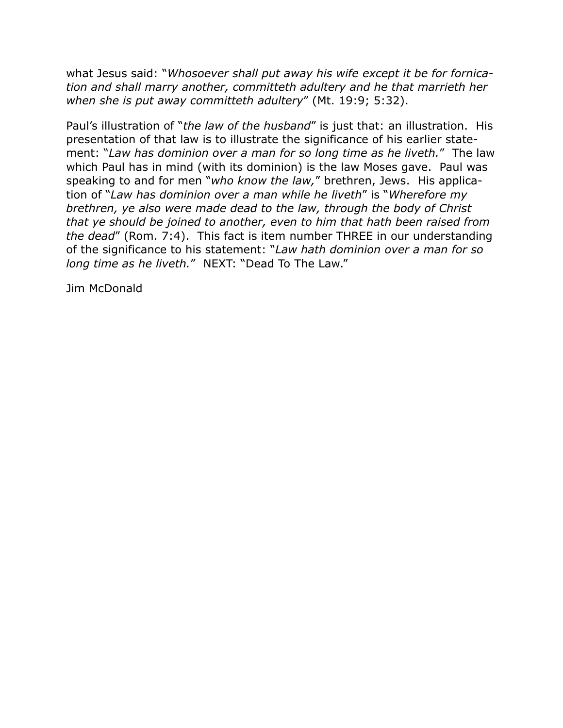what Jesus said: "*Whosoever shall put away his wife except it be for fornication and shall marry another, committeth adultery and he that marrieth her when she is put away committeth adultery*" (Mt. 19:9; 5:32).

Paul's illustration of "*the law of the husband*" is just that: an illustration. His presentation of that law is to illustrate the significance of his earlier statement: "*Law has dominion over a man for so long time as he liveth.*" The law which Paul has in mind (with its dominion) is the law Moses gave. Paul was speaking to and for men "*who know the law,*" brethren, Jews. His application of "*Law has dominion over a man while he liveth*" is "*Wherefore my brethren, ye also were made dead to the law, through the body of Christ that ye should be joined to another, even to him that hath been raised from the dead*" (Rom. 7:4). This fact is item number THREE in our understanding of the significance to his statement: "*Law hath dominion over a man for so long time as he liveth.*" NEXT: "Dead To The Law."

Jim McDonald